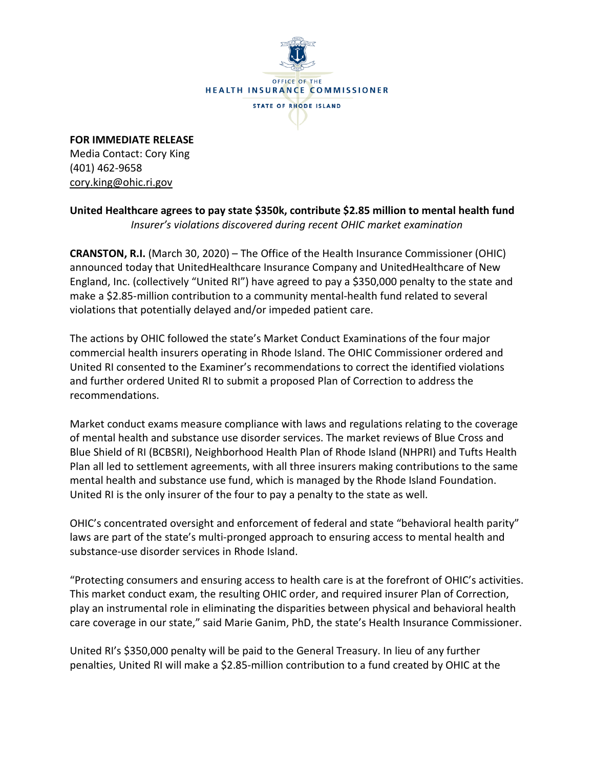OFFICE OF THE
HEALTH INSURANCE COMMISSIONER
STATE OF RHODE ISLAND

**FOR IMMEDIATE RELEASE**
Media Contact: Cory King
(401) 462-9658
cory.king@ohic.ri.gov

**United Healthcare agrees to pay state $350k, contribute $2.85 million to mental health fund**
*Insurer's violations discovered during recent OHIC market examination*

**CRANSTON, R.I.** (March 30, 2020) – The Office of the Health Insurance Commissioner (OHIC) announced today that UnitedHealthcare Insurance Company and UnitedHealthcare of New England, Inc. (collectively "United RI") have agreed to pay a $350,000 penalty to the state and make a $2.85-million contribution to a community mental-health fund related to several violations that potentially delayed and/or impeded patient care.

The actions by OHIC followed the state's Market Conduct Examinations of the four major commercial health insurers operating in Rhode Island. The OHIC Commissioner ordered and United RI consented to the Examiner's recommendations to correct the identified violations and further ordered United RI to submit a proposed Plan of Correction to address the recommendations.

Market conduct exams measure compliance with laws and regulations relating to the coverage of mental health and substance use disorder services. The market reviews of Blue Cross and Blue Shield of RI (BCBSRI), Neighborhood Health Plan of Rhode Island (NHPRI) and Tufts Health Plan all led to settlement agreements, with all three insurers making contributions to the same mental health and substance use fund, which is managed by the Rhode Island Foundation. United RI is the only insurer of the four to pay a penalty to the state as well.

OHIC's concentrated oversight and enforcement of federal and state "behavioral health parity" laws are part of the state's multi-pronged approach to ensuring access to mental health and substance-use disorder services in Rhode Island.

"Protecting consumers and ensuring access to health care is at the forefront of OHIC's activities. This market conduct exam, the resulting OHIC order, and required insurer Plan of Correction, play an instrumental role in eliminating the disparities between physical and behavioral health care coverage in our state," said Marie Ganim, PhD, the state's Health Insurance Commissioner.

United RI's $350,000 penalty will be paid to the General Treasury. In lieu of any further penalties, United RI will make a $2.85-million contribution to a fund created by OHIC at the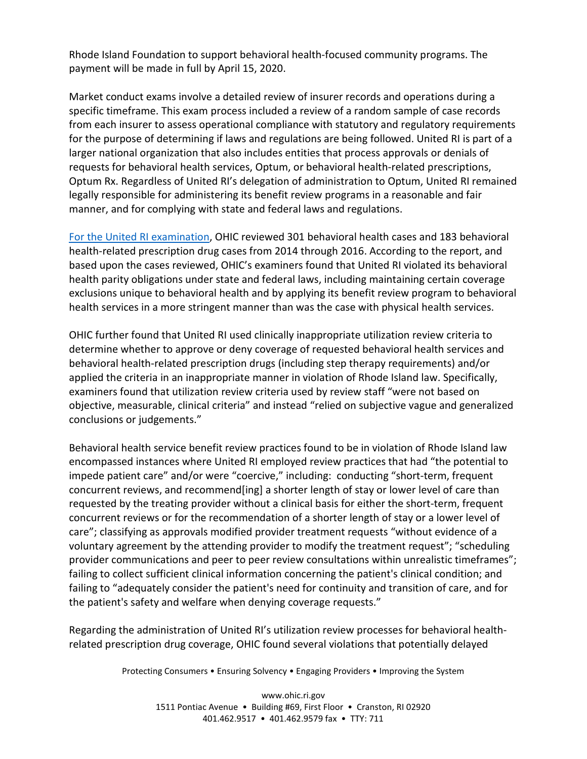Rhode Island Foundation to support behavioral health-focused community programs. The payment will be made in full by April 15, 2020.

Market conduct exams involve a detailed review of insurer records and operations during a specific timeframe. This exam process included a review of a random sample of case records from each insurer to assess operational compliance with statutory and regulatory requirements for the purpose of determining if laws and regulations are being followed. United RI is part of a larger national organization that also includes entities that process approvals or denials of requests for behavioral health services, Optum, or behavioral health-related prescriptions, Optum Rx. Regardless of United RI's delegation of administration to Optum, United RI remained legally responsible for administering its benefit review programs in a reasonable and fair manner, and for complying with state and federal laws and regulations.

For the United RI examination, OHIC reviewed 301 behavioral health cases and 183 behavioral health-related prescription drug cases from 2014 through 2016. According to the report, and based upon the cases reviewed, OHIC's examiners found that United RI violated its behavioral health parity obligations under state and federal laws, including maintaining certain coverage exclusions unique to behavioral health and by applying its benefit review program to behavioral health services in a more stringent manner than was the case with physical health services.

OHIC further found that United RI used clinically inappropriate utilization review criteria to determine whether to approve or deny coverage of requested behavioral health services and behavioral health-related prescription drugs (including step therapy requirements) and/or applied the criteria in an inappropriate manner in violation of Rhode Island law. Specifically, examiners found that utilization review criteria used by review staff "were not based on objective, measurable, clinical criteria" and instead "relied on subjective vague and generalized conclusions or judgements."

Behavioral health service benefit review practices found to be in violation of Rhode Island law encompassed instances where United RI employed review practices that had "the potential to impede patient care" and/or were "coercive," including: conducting "short-term, frequent concurrent reviews, and recommend[ing] a shorter length of stay or lower level of care than requested by the treating provider without a clinical basis for either the short-term, frequent concurrent reviews or for the recommendation of a shorter length of stay or a lower level of care"; classifying as approvals modified provider treatment requests "without evidence of a voluntary agreement by the attending provider to modify the treatment request"; "scheduling provider communications and peer to peer review consultations within unrealistic timeframes"; failing to collect sufficient clinical information concerning the patient's clinical condition; and failing to "adequately consider the patient's need for continuity and transition of care, and for the patient's safety and welfare when denying coverage requests."

Regarding the administration of United RI's utilization review processes for behavioral health-related prescription drug coverage, OHIC found several violations that potentially delayed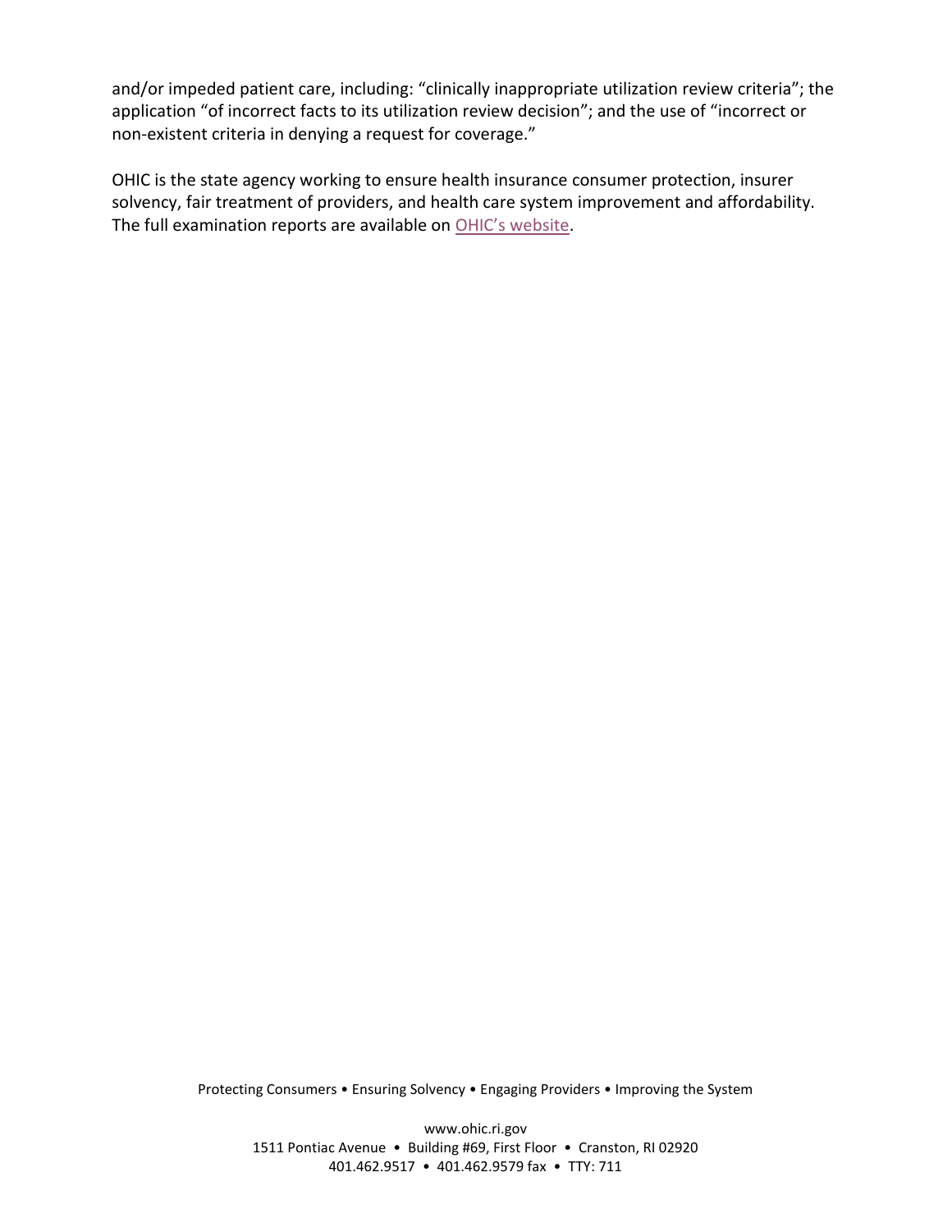and/or impeded patient care, including: “clinically inappropriate utilization review criteria”; the application “of incorrect facts to its utilization review decision”; and the use of “incorrect or non-existent criteria in denying a request for coverage.”

OHIC is the state agency working to ensure health insurance consumer protection, insurer solvency, fair treatment of providers, and health care system improvement and affordability. The full examination reports are available on OHIC’s website.